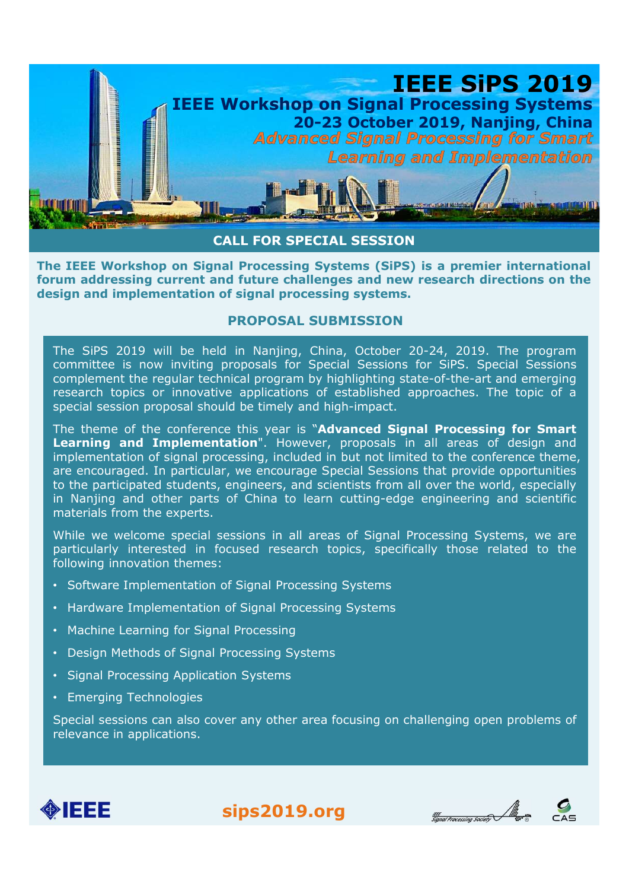# IEEE SiPS 2019

## IEEE Workshop on Signal Processing Systems

**20-23 October 2019, Nanjing, China**

*Advanced Signal Processing for Smart Learning and Implementation*

## CALL FOR SPECIAL SESSION

**The IEEE Workshop on Signal Processing Systems (SiPS) is a premier international forum addressing current and future challenges and new research directions on the design and implementation of signal processing systems.**

### PROPOSAL SUBMISSION

The SiPS 2019 will be held in Nanjing, China, October 20-24, 2019. The program committee is now inviting proposals for Special Sessions for SiPS. Special Sessions complement the regular technical program by highlighting state-of-the-art and emerging research topics or innovative applications of established approaches. The topic of a special session proposal should be timely and high-impact.

The theme of the conference this year is "**Advanced Signal Processing for Smart Learning and Implementation**". However, proposals in all areas of design and implementation of signal processing, included in but not limited to the conference theme, are encouraged. In particular, we encourage Special Sessions that provide opportunities to the participated students, engineers, and scientists from all over the world, especially in Nanjing and other parts of China to learn cutting-edge engineering and scientific materials from the experts.

While we welcome special sessions in all areas of Signal Processing Systems, we are particularly interested in focused research topics, specifically those related to the following innovation themes:

- Software Implementation of Signal Processing Systems
- Hardware Implementation of Signal Processing Systems
- Machine Learning for Signal Processing
- Design Methods of Signal Processing Systems
- Signal Processing Application Systems
- Emerging Technologies

Special sessions can also cover any other area focusing on challenging open problems of relevance in applications.

IEEE

**sips2019.org**

IEEE Signal Processing Society

CAS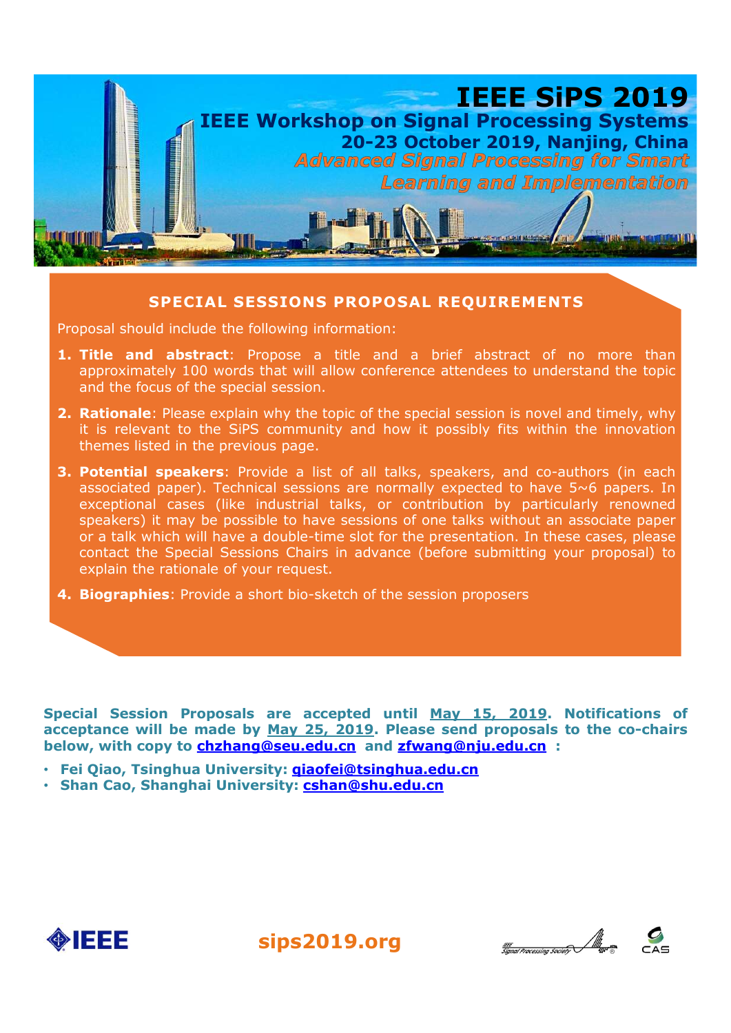# IEEE SiPS 2019

## IEEE Workshop on Signal Processing Systems

**20-23 October 2019, Nanjing, China**

*Advanced Signal Processing for Smart Learning and Implementation*

### SPECIAL SESSIONS PROPOSAL REQUIREMENTS

Proposal should include the following information:

1. **Title and abstract**: Propose a title and a brief abstract of no more than approximately 100 words that will allow conference attendees to understand the topic and the focus of the special session.
2. **Rationale**: Please explain why the topic of the special session is novel and timely, why it is relevant to the SiPS community and how it possibly fits within the innovation themes listed in the previous page.
3. **Potential speakers**: Provide a list of all talks, speakers, and co-authors (in each associated paper). Technical sessions are normally expected to have 5~6 papers. In exceptional cases (like industrial talks, or contribution by particularly renowned speakers) it may be possible to have sessions of one talks without an associate paper or a talk which will have a double-time slot for the presentation. In these cases, please contact the Special Sessions Chairs in advance (before submitting your proposal) to explain the rationale of your request.
4. **Biographies**: Provide a short bio-sketch of the session proposers

**Special Session Proposals are accepted until May 15, 2019. Notifications of acceptance will be made by May 25, 2019. Please send proposals to the co-chairs below, with copy to chzhang@seu.edu.cn and zfwang@nju.edu.cn :**

- **Fei Qiao, Tsinghua University: qiaofei@tsinghua.edu.cn**
- **Shan Cao, Shanghai University: cshan@shu.edu.cn**

IEEE

sips2019.org

IEEE Signal Processing Society

CAS